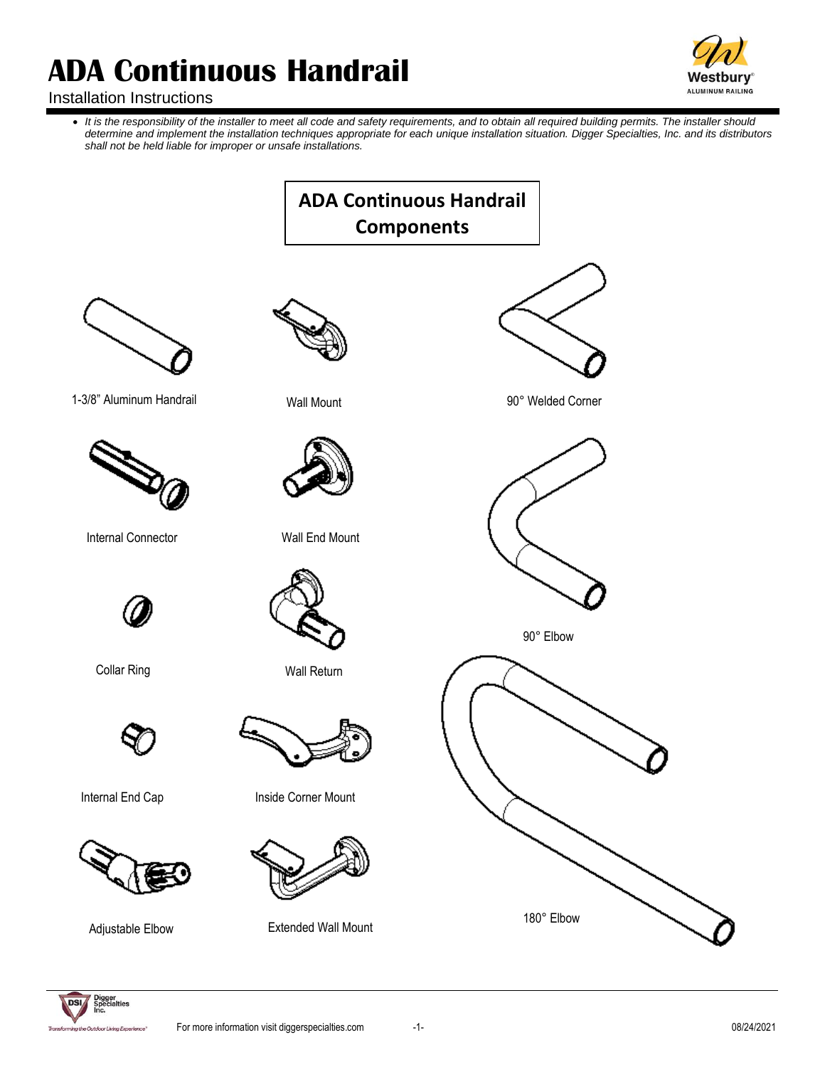# ADA Continuous Handrail

Installation Instructions

- *It is the responsibility of the installer to meet all code and safety requirements, and to obtain all required building permits. The installer should determine and implement the installation techniques appropriate for each unique installation situation. Digger Specialties, Inc. and its distributors shall not be held liable for improper or unsafe installations.*

## ADA Continuous Handrail Components

1-3/8" Aluminum Handrail

Wall Mount

90° Welded Corner

Internal Connector

Wall End Mount

90° Elbow

Collar Ring

Wall Return

Internal End Cap

Inside Corner Mount

Adjustable Elbow

Extended Wall Mount

180° Elbow

For more information visit diggerspecialties.com

08/24/2021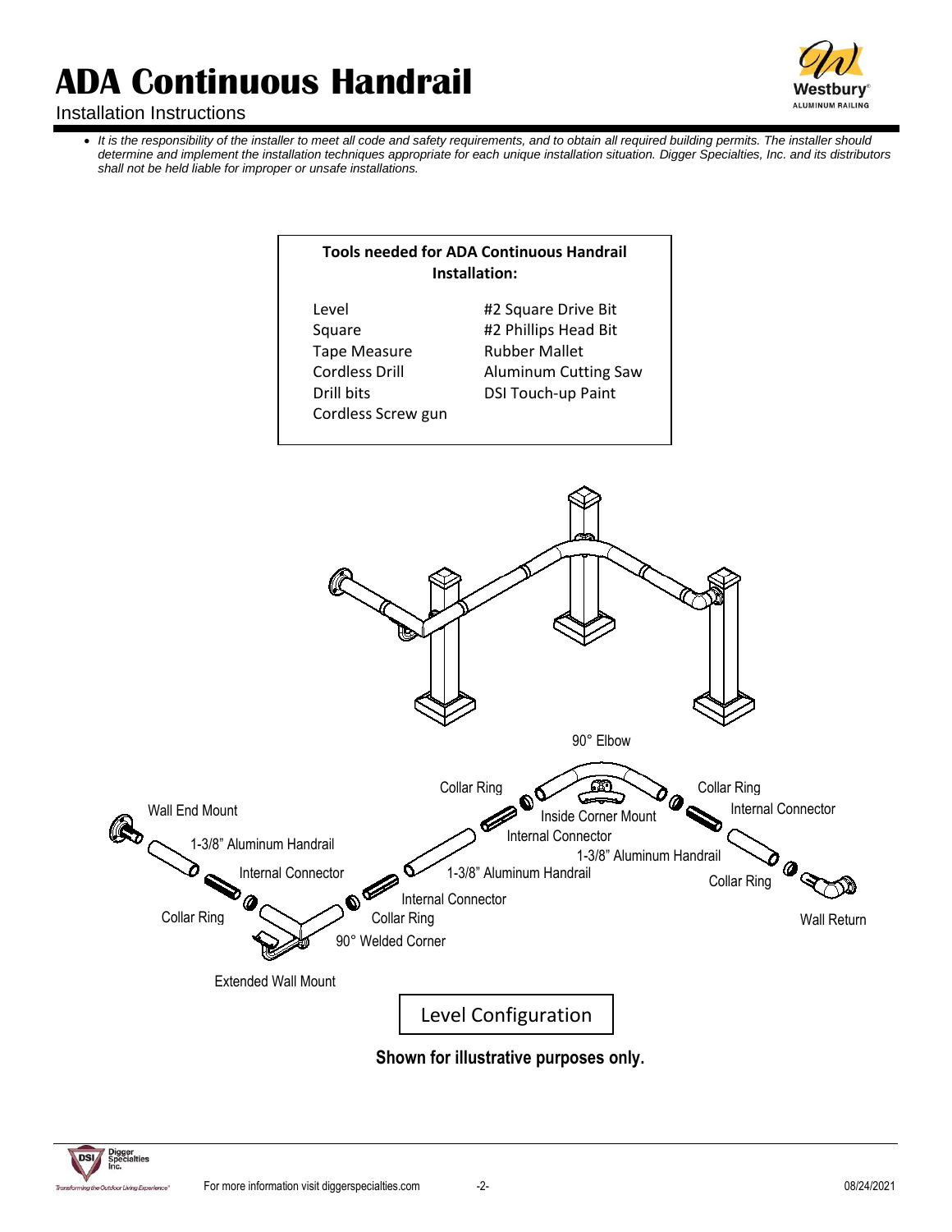# ADA Continuous Handrail

Installation Instructions

- *It is the responsibility of the installer to meet all code and safety requirements, and to obtain all required building permits. The installer should determine and implement the installation techniques appropriate for each unique installation situation. Digger Specialties, Inc. and its distributors shall not be held liable for improper or unsafe installations.*

**Tools needed for ADA Continuous Handrail Installation:**

| | |
|---|---|
| Level | #2 Square Drive Bit |
| Square | #2 Phillips Head Bit |
| Tape Measure | Rubber Mallet |
| Cordless Drill | Aluminum Cutting Saw |
| Drill bits | DSI Touch-up Paint |
| Cordless Screw gun | |

90° Elbow

Collar Ring

Collar Ring

Wall End Mount

Inside Corner Mount

Internal Connector

1-3/8" Aluminum Handrail

Internal Connector

1-3/8" Aluminum Handrail

Internal Connector

1-3/8" Aluminum Handrail

Collar Ring

Internal Connector

Collar Ring

Collar Ring

Wall Return

90° Welded Corner

Extended Wall Mount

Level Configuration

**Shown for illustrative purposes only.**

For more information visit diggerspecialties.com

08/24/2021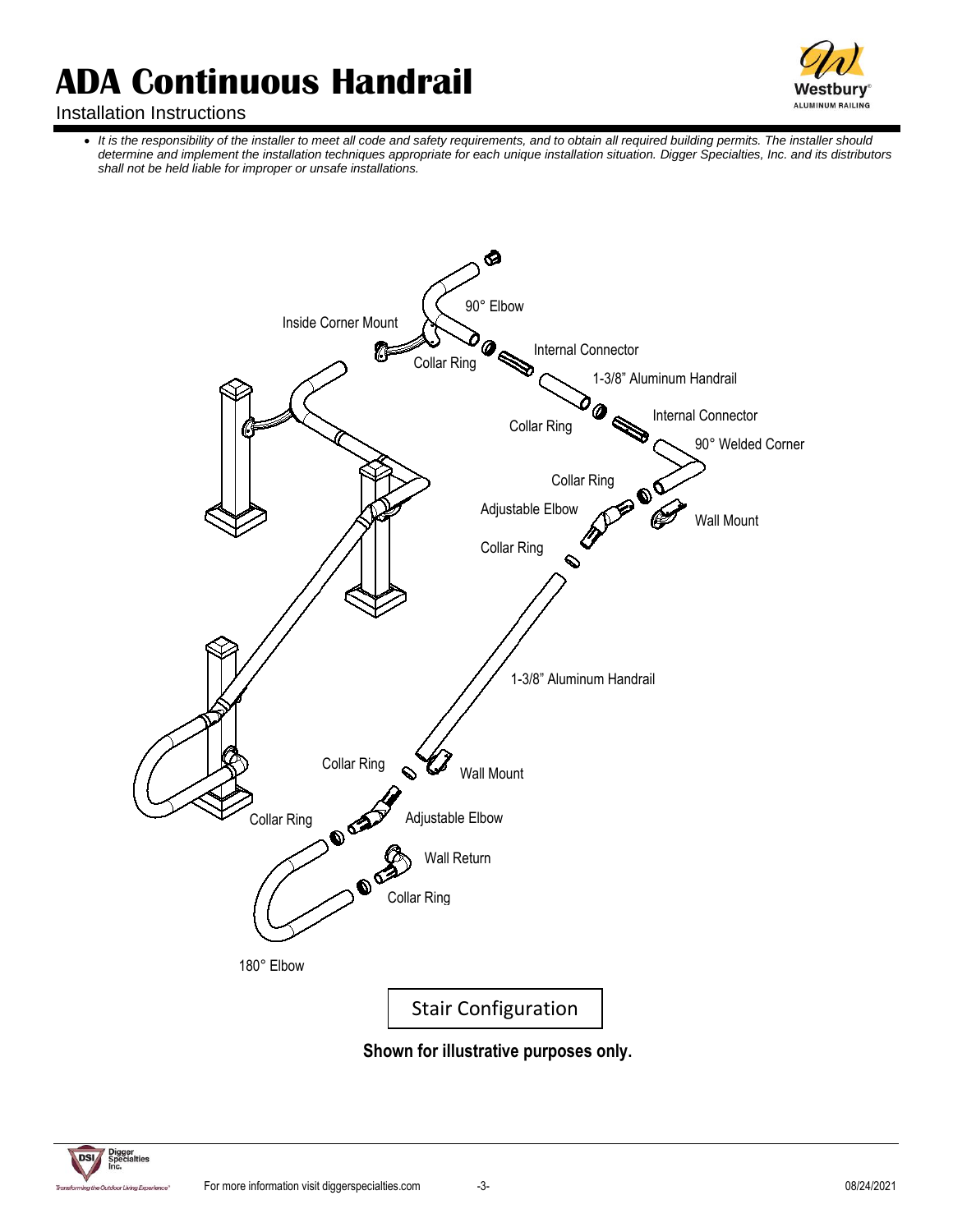# ADA Continuous Handrail

Installation Instructions

- *It is the responsibility of the installer to meet all code and safety requirements, and to obtain all required building permits. The installer should determine and implement the installation techniques appropriate for each unique installation situation. Digger Specialties, Inc. and its distributors shall not be held liable for improper or unsafe installations.*

90° Elbow

Inside Corner Mount

Collar Ring

Internal Connector

1-3/8" Aluminum Handrail

Collar Ring

Internal Connector

90° Welded Corner

Collar Ring

Adjustable Elbow

Wall Mount

Collar Ring

1-3/8" Aluminum Handrail

Collar Ring

Wall Mount

Collar Ring

Adjustable Elbow

Wall Return

Collar Ring

180° Elbow

Stair Configuration

**Shown for illustrative purposes only.**

For more information visit diggerspecialties.com

08/24/2021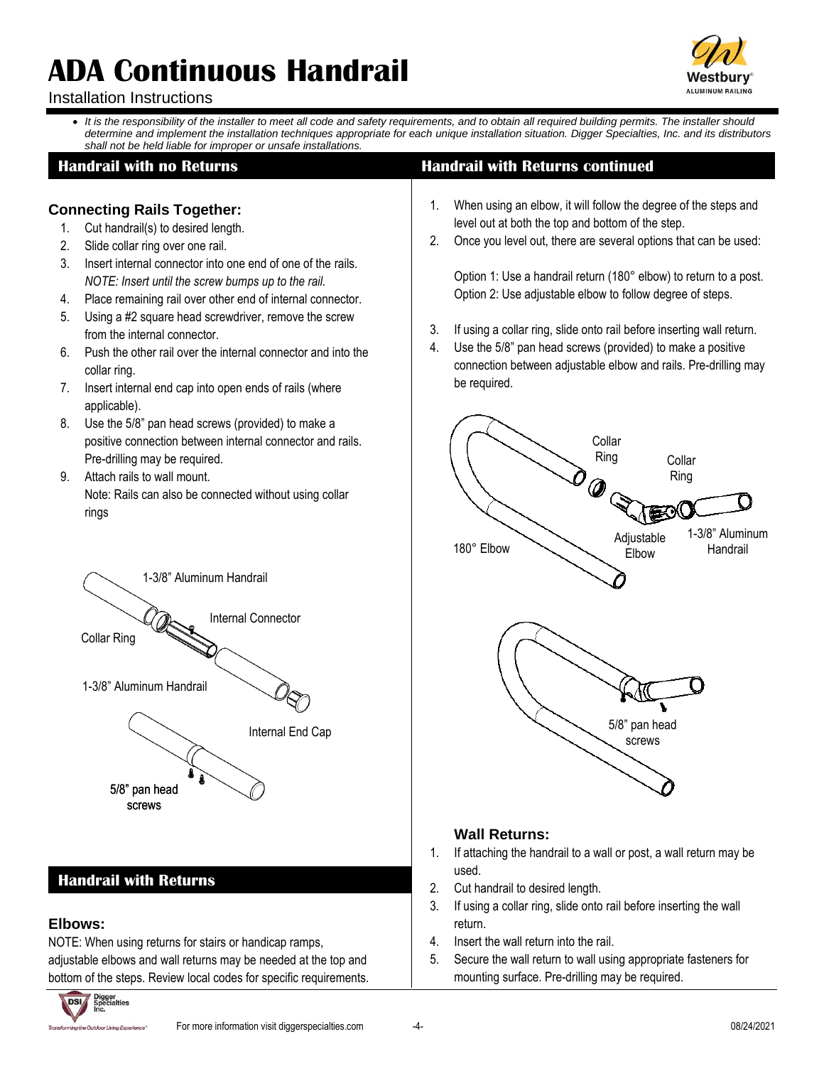# ADA Continuous Handrail

Installation Instructions

- *It is the responsibility of the installer to meet all code and safety requirements, and to obtain all required building permits. The installer should determine and implement the installation techniques appropriate for each unique installation situation. Digger Specialties, Inc. and its distributors shall not be held liable for improper or unsafe installations.*

## Handrail with no Returns

### Connecting Rails Together:

1. Cut handrail(s) to desired length.
2. Slide collar ring over one rail.
3. Insert internal connector into one end of one of the rails. *NOTE: Insert until the screw bumps up to the rail.*
4. Place remaining rail over other end of internal connector.
5. Using a #2 square head screwdriver, remove the screw from the internal connector.
6. Push the other rail over the internal connector and into the collar ring.
7. Insert internal end cap into open ends of rails (where applicable).
8. Use the 5/8" pan head screws (provided) to make a positive connection between internal connector and rails. Pre-drilling may be required.
9. Attach rails to wall mount. Note: Rails can also be connected without using collar rings

1-3/8" Aluminum Handrail

Collar Ring

Internal Connector

1-3/8" Aluminum Handrail

Internal End Cap

5/8" pan head screws

## Handrail with Returns

### Elbows:

NOTE: When using returns for stairs or handicap ramps, adjustable elbows and wall returns may be needed at the top and bottom of the steps. Review local codes for specific requirements.

## Handrail with Returns continued

1. When using an elbow, it will follow the degree of the steps and level out at both the top and bottom of the step.
2. Once you level out, there are several options that can be used:

   Option 1: Use a handrail return (180° elbow) to return to a post.
   Option 2: Use adjustable elbow to follow degree of steps.

3. If using a collar ring, slide onto rail before inserting wall return.
4. Use the 5/8" pan head screws (provided) to make a positive connection between adjustable elbow and rails. Pre-drilling may be required.

Collar Ring

Collar Ring

180° Elbow

Adjustable Elbow

1-3/8" Aluminum Handrail

5/8" pan head screws

### Wall Returns:

1. If attaching the handrail to a wall or post, a wall return may be used.
2. Cut handrail to desired length.
3. If using a collar ring, slide onto rail before inserting the wall return.
4. Insert the wall return into the rail.
5. Secure the wall return to wall using appropriate fasteners for mounting surface. Pre-drilling may be required.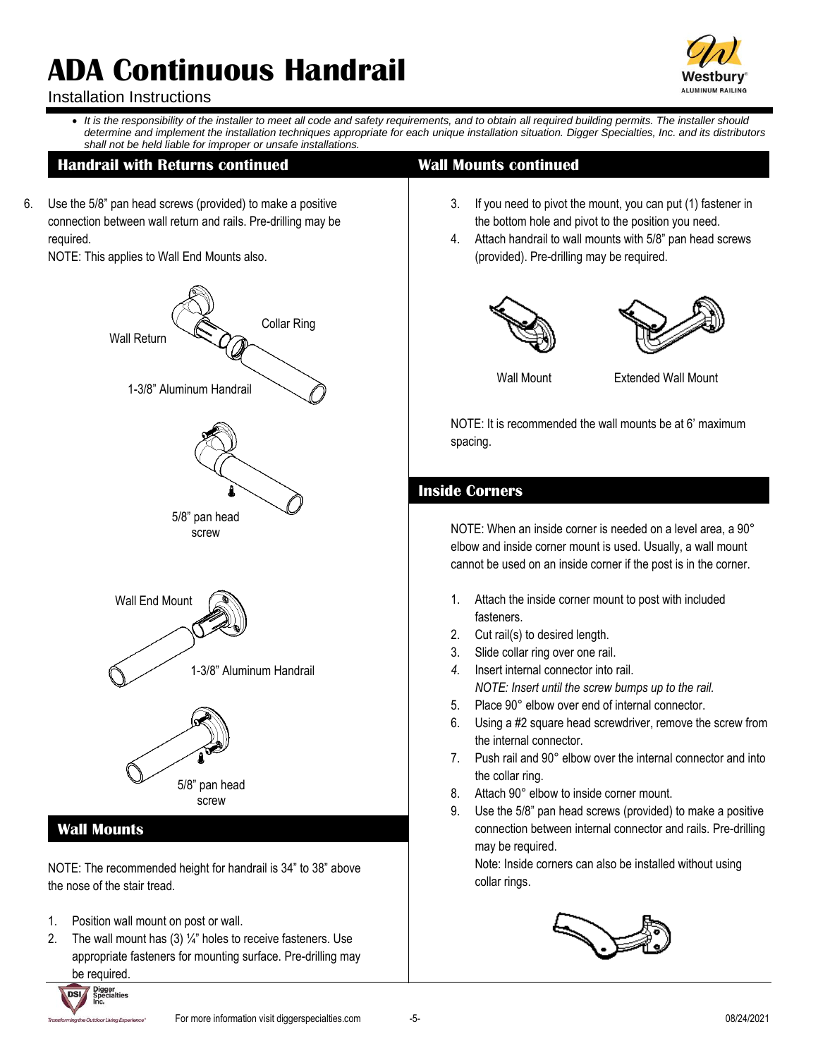# ADA Continuous Handrail

Installation Instructions

- *It is the responsibility of the installer to meet all code and safety requirements, and to obtain all required building permits. The installer should determine and implement the installation techniques appropriate for each unique installation situation. Digger Specialties, Inc. and its distributors shall not be held liable for improper or unsafe installations.*

## Handrail with Returns continued

6. Use the 5/8" pan head screws (provided) to make a positive connection between wall return and rails. Pre-drilling may be required.
   NOTE: This applies to Wall End Mounts also.

Wall Return

Collar Ring

1-3/8" Aluminum Handrail

5/8" pan head screw

Wall End Mount

1-3/8" Aluminum Handrail

5/8" pan head screw

## Wall Mounts

NOTE: The recommended height for handrail is 34" to 38" above the nose of the stair tread.

1. Position wall mount on post or wall.
2. The wall mount has (3) ¼" holes to receive fasteners. Use appropriate fasteners for mounting surface. Pre-drilling may be required.

## Wall Mounts continued

3. If you need to pivot the mount, you can put (1) fastener in the bottom hole and pivot to the position you need.
4. Attach handrail to wall mounts with 5/8" pan head screws (provided). Pre-drilling may be required.

Wall Mount

Extended Wall Mount

NOTE: It is recommended the wall mounts be at 6' maximum spacing.

## Inside Corners

NOTE: When an inside corner is needed on a level area, a 90° elbow and inside corner mount is used. Usually, a wall mount cannot be used on an inside corner if the post is in the corner.

1. Attach the inside corner mount to post with included fasteners.
2. Cut rail(s) to desired length.
3. Slide collar ring over one rail.
4. Insert internal connector into rail.
   *NOTE: Insert until the screw bumps up to the rail.*
5. Place 90° elbow over end of internal connector.
6. Using a #2 square head screwdriver, remove the screw from the internal connector.
7. Push rail and 90° elbow over the internal connector and into the collar ring.
8. Attach 90° elbow to inside corner mount.
9. Use the 5/8" pan head screws (provided) to make a positive connection between internal connector and rails. Pre-drilling may be required.
   Note: Inside corners can also be installed without using collar rings.